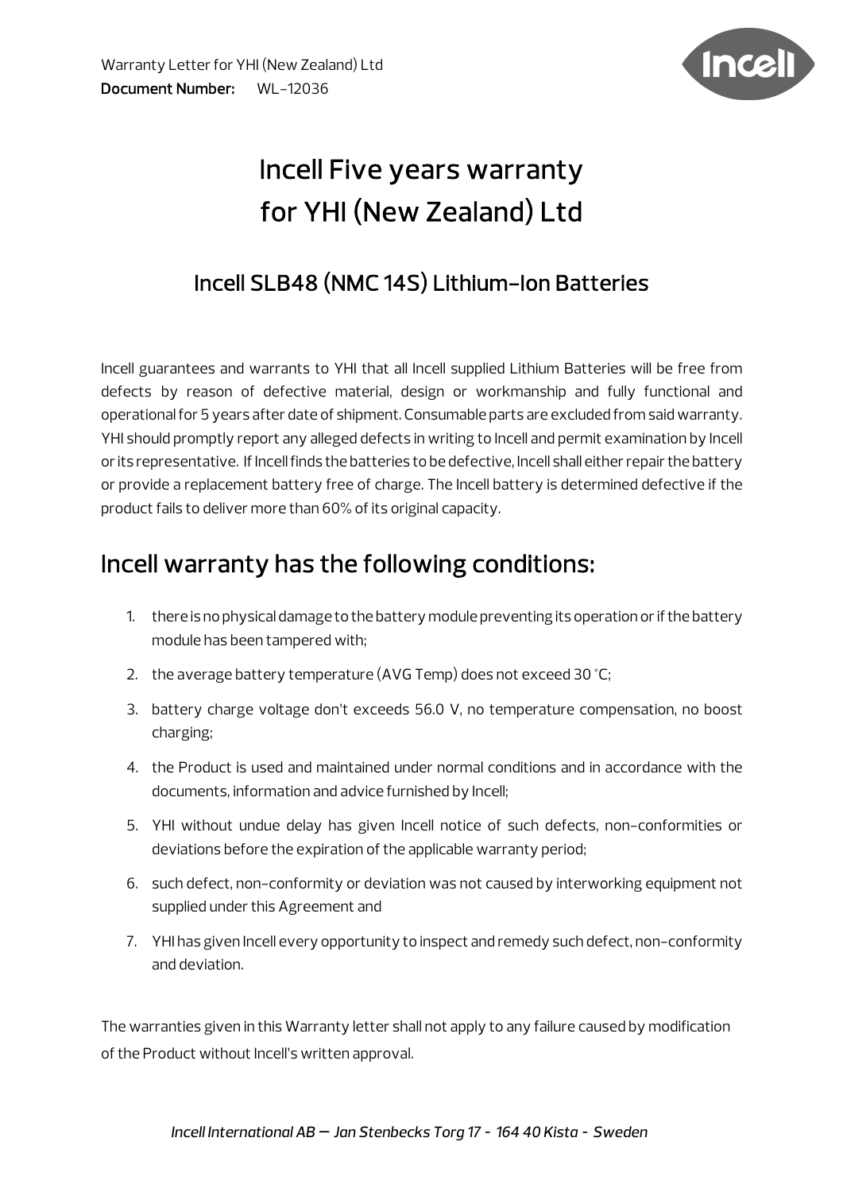Warranty Letter for YHI (New Zealand) Ltd
**Document Number:** WL-12036

# Incell Five years warranty for YHI (New Zealand) Ltd

## Incell SLB48 (NMC 14S) Lithium-Ion Batteries

Incell guarantees and warrants to YHI that all Incell supplied Lithium Batteries will be free from defects by reason of defective material, design or workmanship and fully functional and operational for 5 years after date of shipment. Consumable parts are excluded from said warranty. YHI should promptly report any alleged defects in writing to Incell and permit examination by Incell or its representative. If Incell finds the batteries to be defective, Incell shall either repair the battery or provide a replacement battery free of charge. The Incell battery is determined defective if the product fails to deliver more than 60% of its original capacity.

## Incell warranty has the following conditions:

1. there is no physical damage to the battery module preventing its operation or if the battery module has been tampered with;
2. the average battery temperature (AVG Temp) does not exceed 30 °C;
3. battery charge voltage don't exceeds 56.0 V, no temperature compensation, no boost charging;
4. the Product is used and maintained under normal conditions and in accordance with the documents, information and advice furnished by Incell;
5. YHI without undue delay has given Incell notice of such defects, non-conformities or deviations before the expiration of the applicable warranty period;
6. such defect, non-conformity or deviation was not caused by interworking equipment not supplied under this Agreement and
7. YHI has given Incell every opportunity to inspect and remedy such defect, non-conformity and deviation.

The warranties given in this Warranty letter shall not apply to any failure caused by modification of the Product without Incell's written approval.

*Incell International AB – Jan Stenbecks Torg 17 - 164 40 Kista - Sweden*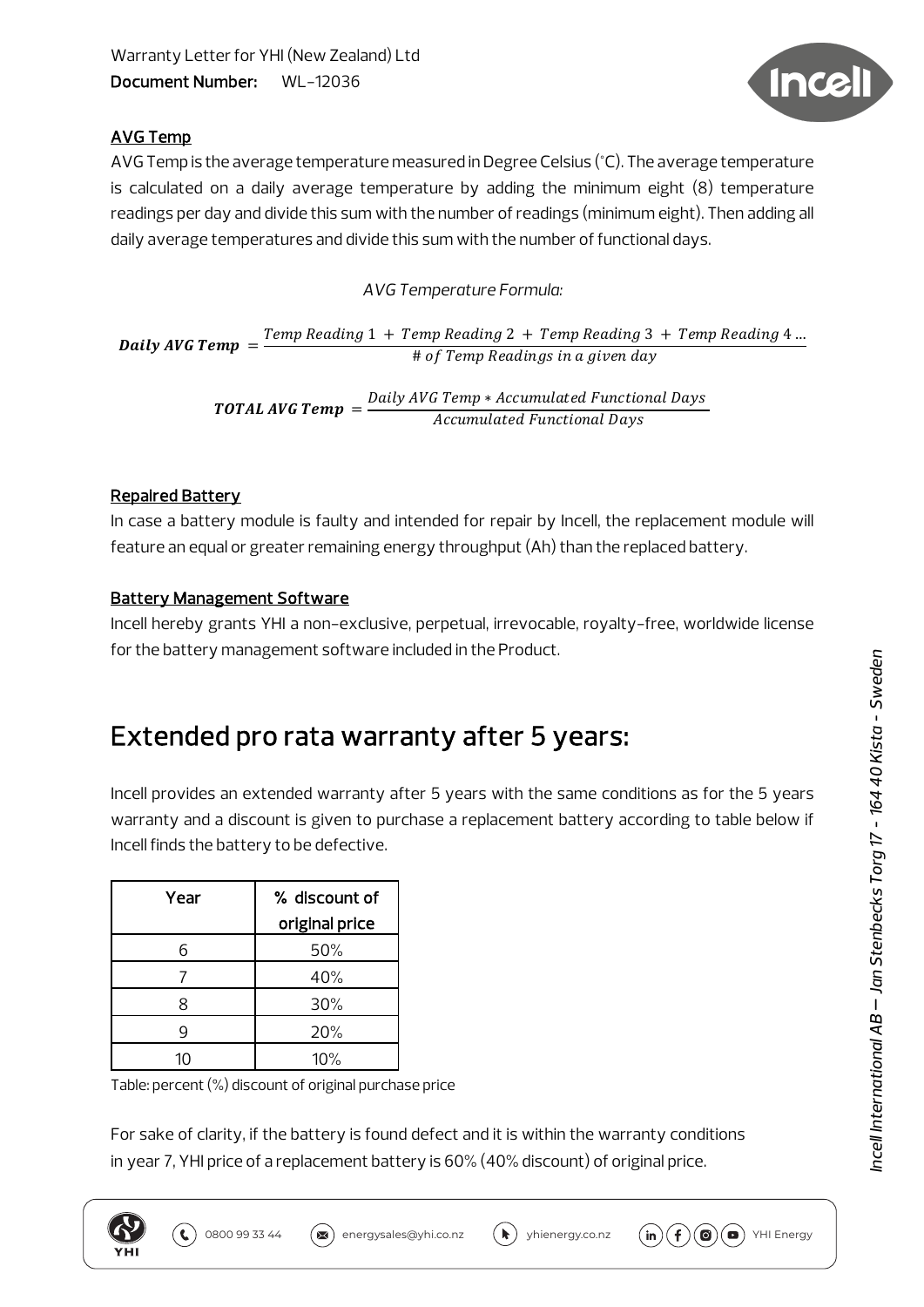#### AVG Temp

AVG Temp is the average temperature measured in Degree Celsius (°C). The average temperature is calculated on a daily average temperature by adding the minimum eight (8) temperature readings per day and divide this sum with the number of readings (minimum eight). Then adding all daily average temperatures and divide this sum with the number of functional days.

*AVG Temperature Formula:*

$$\textbf{Daily AVG Temp} = \frac{Temp\ Reading\ 1 + Temp\ Reading\ 2 + Temp\ Reading\ 3 + Temp\ Reading\ 4 \ldots}{\#\ of\ Temp\ Readings\ in\ a\ given\ day}$$

$$\textbf{TOTAL AVG Temp} = \frac{Daily\ AVG\ Temp * Accumulated\ Functional\ Days}{Accumulated\ Functional\ Days}$$

#### Repaired Battery

In case a battery module is faulty and intended for repair by Incell, the replacement module will feature an equal or greater remaining energy throughput (Ah) than the replaced battery.

#### Battery Management Software

Incell hereby grants YHI a non-exclusive, perpetual, irrevocable, royalty-free, worldwide license for the battery management software included in the Product.

## Extended pro rata warranty after 5 years:

Incell provides an extended warranty after 5 years with the same conditions as for the 5 years warranty and a discount is given to purchase a replacement battery according to table below if Incell finds the battery to be defective.

| Year | % discount of original price |
|---|---|
| 6 | 50% |
| 7 | 40% |
| 8 | 30% |
| 9 | 20% |
| 10 | 10% |

Table: percent (%) discount of original purchase price

For sake of clarity, if the battery is found defect and it is within the warranty conditions in year 7, YHI price of a replacement battery is 60% (40% discount) of original price.